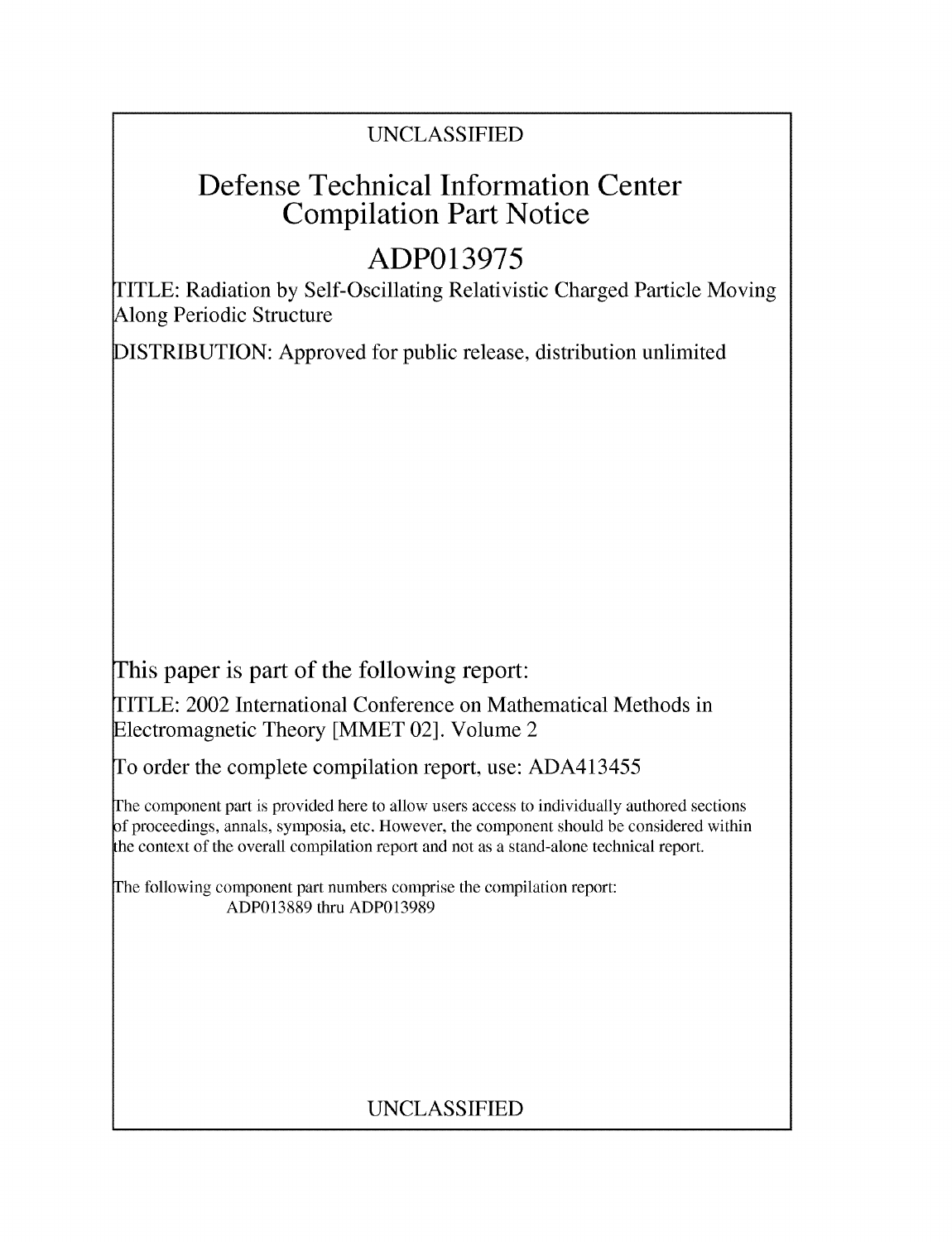UNCLASSIFIED

# Defense Technical Information Center Compilation Part Notice

# ADP013975

TITLE: Radiation by Self-Oscillating Relativistic Charged Particle Moving Along Periodic Structure

DISTRIBUTION: Approved for public release, distribution unlimited

This paper is part of the following report:

TITLE: 2002 International Conference on Mathematical Methods in Electromagnetic Theory [MMET 02]. Volume 2

To order the complete compilation report, use: ADA413455

The component part is provided here to allow users access to individually authored sections of proceedings, annals, symposia, etc. However, the component should be considered within the context of the overall compilation report and not as a stand-alone technical report.

The following component part numbers comprise the compilation report: ADP013889 thru ADP013989

UNCLASSIFIED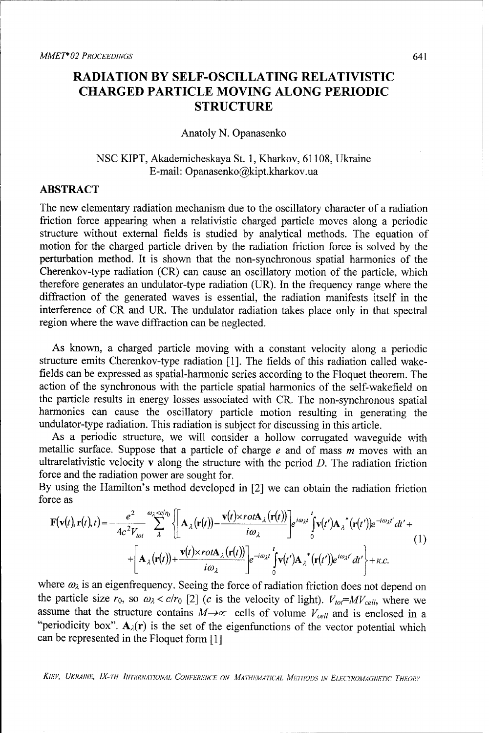# RADIATION BY SELF-OSCILLATING RELATIVISTIC CHARGED PARTICLE MOVING ALONG PERIODIC STRUCTURE

Anatoly N. Opanasenko

NSC KIPT, Akademicheskaya St. 1, Kharkov, 61108, Ukraine
E-mail: Opanasenko@kipt.kharkov.ua

## ABSTRACT

The new elementary radiation mechanism due to the oscillatory character of a radiation friction force appearing when a relativistic charged particle moves along a periodic structure without external fields is studied by analytical methods. The equation of motion for the charged particle driven by the radiation friction force is solved by the perturbation method. It is shown that the non-synchronous spatial harmonics of the Cherenkov-type radiation (CR) can cause an oscillatory motion of the particle, which therefore generates an undulator-type radiation (UR). In the frequency range where the diffraction of the generated waves is essential, the radiation manifests itself in the interference of CR and UR. The undulator radiation takes place only in that spectral region where the wave diffraction can be neglected.

As known, a charged particle moving with a constant velocity along a periodic structure emits Cherenkov-type radiation [1]. The fields of this radiation called wake-fields can be expressed as spatial-harmonic series according to the Floquet theorem. The action of the synchronous with the particle spatial harmonics of the self-wakefield on the particle results in energy losses associated with CR. The non-synchronous spatial harmonics can cause the oscillatory particle motion resulting in generating the undulator-type radiation. This radiation is subject for discussing in this article.

As a periodic structure, we will consider a hollow corrugated waveguide with metallic surface. Suppose that a particle of charge $e$ and of mass $m$ moves with an ultrarelativistic velocity $\mathbf{v}$ along the structure with the period $D$. The radiation friction force and the radiation power are sought for.

By using the Hamilton's method developed in [2] we can obtain the radiation friction force as

$$\mathbf{F}(\mathbf{v}(t),\mathbf{r}(t),t) = -\frac{e^2}{4c^2 V_{tot}} \sum_{\lambda}^{\omega_\lambda < c/r_0} \left\{ \left[ \mathbf{A}_\lambda(\mathbf{r}(t)) - \frac{\mathbf{v}(t)\times rot\mathbf{A}_\lambda(\mathbf{r}(t))}{i\omega_\lambda} \right] e^{i\omega_\lambda t} \int_0^t \mathbf{v}(t')\mathbf{A}_\lambda^*(\mathbf{r}(t')) e^{-i\omega_\lambda t'} dt' + \right.$$
$$\left. + \left[ \mathbf{A}_\lambda(\mathbf{r}(t)) + \frac{\mathbf{v}(t)\times rot\mathbf{A}_\lambda(\mathbf{r}(t))}{i\omega_\lambda} \right] e^{-i\omega_\lambda t} \int_0^t \mathbf{v}(t')\mathbf{A}_\lambda^*(\mathbf{r}(t')) e^{i\omega_\lambda t'} dt' \right\} + \text{к.с.} \tag{1}$$

where $\omega_\lambda$ is an eigenfrequency. Seeing the force of radiation friction does not depend on the particle size $r_0$, so $\omega_\lambda < c/r_0$ [2] ($c$ is the velocity of light). $V_{tot}=MV_{cell}$, where we assume that the structure contains $M\to\infty$ cells of volume $V_{cell}$ and is enclosed in a "periodicity box". $\mathbf{A}_\lambda(\mathbf{r})$ is the set of the eigenfunctions of the vector potential which can be represented in the Floquet form [1]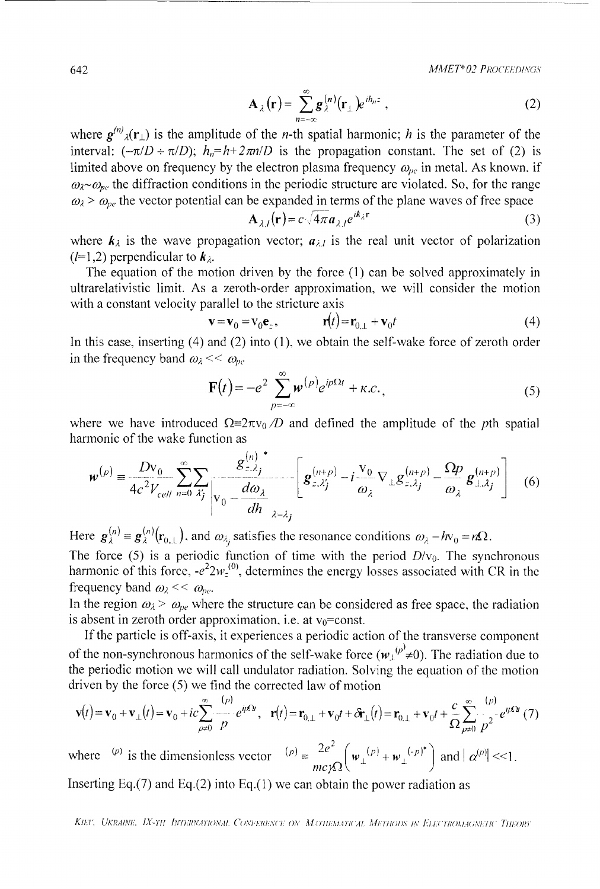$$\mathbf{A}_\lambda(\mathbf{r}) = \sum_{n=-\infty}^{\infty} \mathbf{g}_\lambda^{(n)}(\mathbf{r}_\perp) e^{ih_n z}, \tag{2}$$

where $\mathbf{g}^{(n)}{}_\lambda(\mathbf{r}_\perp)$ is the amplitude of the $n$-th spatial harmonic; $h$ is the parameter of the interval: $(-\pi/D \div \pi/D)$; $h_n = h + 2\pi n/D$ is the propagation constant. The set of (2) is limited above on frequency by the electron plasma frequency $\omega_{pe}$ in metal. As known, if $\omega_\lambda \sim \omega_{pe}$ the diffraction conditions in the periodic structure are violated. So, for the range $\omega_\lambda > \omega_{pe}$ the vector potential can be expanded in terms of the plane waves of free space

$$\mathbf{A}_{\lambda,l}(\mathbf{r}) = c\sqrt{4\pi}\,\mathbf{a}_{\lambda,l} e^{i\mathbf{k}_\lambda \mathbf{r}} \tag{3}$$

where $\mathbf{k}_\lambda$ is the wave propagation vector; $\mathbf{a}_{\lambda,l}$ is the real unit vector of polarization ($l$=1,2) perpendicular to $\mathbf{k}_\lambda$.

The equation of the motion driven by the force (1) can be solved approximately in ultrarelativistic limit. As a zeroth-order approximation, we will consider the motion with a constant velocity parallel to the stricture axis

$$\mathbf{v} = \mathbf{v}_0 = \mathrm{v}_0 \mathbf{e}_z, \qquad \mathbf{r}(t) = \mathbf{r}_{0,\perp} + \mathbf{v}_0 t \tag{4}$$

In this case, inserting (4) and (2) into (1), we obtain the self-wake force of zeroth order in the frequency band $\omega_\lambda << \omega_{pe}$

$$\mathbf{F}(t) = -e^2 \sum_{p=-\infty}^{\infty} \mathbf{w}^{(p)} e^{ip\Omega t} + \text{к.с.}, \tag{5}$$

where we have introduced $\Omega \equiv 2\pi \mathrm{v}_0/D$ and defined the amplitude of the $p$th spatial harmonic of the wake function as

$$\mathbf{w}^{(p)} \equiv \frac{D\mathrm{v}_0}{4c^2 V_{cell}} \sum_{n=0}^{\infty} \sum_{\lambda_j} \frac{g_{z,\lambda_j}^{(n)*}}{\left.\mathrm{v}_0 - \dfrac{d\omega_\lambda}{dh}\right|_{\lambda=\lambda_j}} \left[ \mathbf{g}_{z,\lambda_j}^{(n+p)} - i\frac{\mathrm{v}_0}{\omega_\lambda} \nabla_\perp g_{z,\lambda_j}^{(n+p)} - \frac{\Omega p}{\omega_\lambda} \mathbf{g}_{\perp,\lambda_j}^{(n+p)} \right] \tag{6}$$

Here $\mathbf{g}_\lambda^{(n)} \equiv \mathbf{g}_\lambda^{(n)}(\mathbf{r}_{0,\perp})$, and $\omega_{\lambda_j}$ satisfies the resonance conditions $\omega_\lambda - h\mathrm{v}_0 = n\Omega$.

The force (5) is a periodic function of time with the period $D/\mathrm{v}_0$. The synchronous harmonic of this force, $-e^2 2w_z^{(0)}$, determines the energy losses associated with CR in the frequency band $\omega_\lambda << \omega_{pe}$.

In the region $\omega_\lambda > \omega_{pe}$ where the structure can be considered as free space, the radiation is absent in zeroth order approximation, i.e. at $\mathrm{v}_0$=const.

If the particle is off-axis, it experiences a periodic action of the transverse component of the non-synchronous harmonics of the self-wake force ($\mathbf{w}_\perp^{(p)} \neq 0$). The radiation due to the periodic motion we will call undulator radiation. Solving the equation of the motion driven by the force (5) we find the corrected law of motion

$$\mathbf{v}(t) = \mathbf{v}_0 + \mathbf{v}_\perp(t) = \mathbf{v}_0 + ic\sum_{p\neq 0}^{\infty} \frac{\alpha^{(p)}}{p} e^{ip\Omega t}, \quad \mathbf{r}(t) = \mathbf{r}_{0,\perp} + \mathbf{v}_0 t + \delta\mathbf{r}_\perp(t) = \mathbf{r}_{0,\perp} + \mathbf{v}_0 t + \frac{c}{\Omega} \sum_{p\neq 0}^{\infty} \frac{\alpha^{(p)}}{p^2} e^{ip\Omega t} \tag{7}$$

where $\alpha^{(p)}$ is the dimensionless vector $\alpha^{(p)} \equiv \dfrac{2e^2}{mc\gamma\Omega}\left(\mathbf{w}_\perp^{(p)} + \mathbf{w}_\perp^{(-p)*}\right)$ and $|\alpha^{(p)}| << 1$.

Inserting Eq.(7) and Eq.(2) into Eq.(1) we can obtain the power radiation as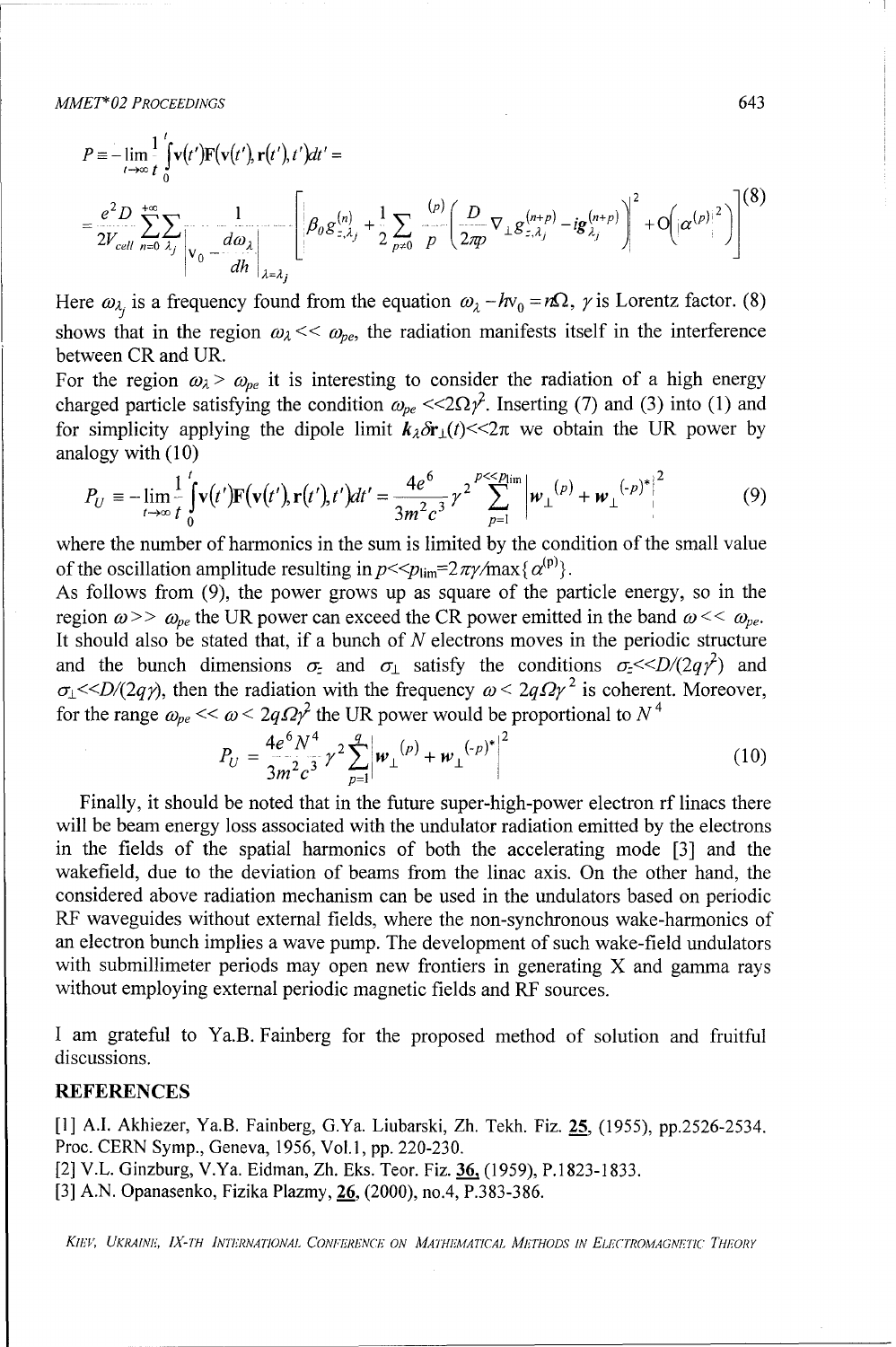$$P \equiv -\lim_{t\to\infty}\frac{1}{t}\int_0^t \mathbf{v}(t')\mathbf{F}(\mathbf{v}(t'),\mathbf{r}(t'),t')dt' =$$

$$= \frac{e^2 D}{2V_{cell}}\sum_{n=0}^{+\infty}\sum_{\lambda_j}\frac{1}{\left|\mathrm{v}_0 - \dfrac{d\omega_\lambda}{dh}\right|_{\lambda=\lambda_j}}\left[\left|\beta_0 g_{z,\lambda_j}^{(n)} + \frac{1}{2}\sum_{p\neq 0}\frac{\alpha^{(p)}}{p}\left(\frac{D}{2\pi p}\nabla_\perp g_{z,\lambda_j}^{(n+p)} - i g_{\lambda_j}^{(n+p)}\right)\right|^2 + O\left(\left|\alpha^{(p)}\right|^2\right)\right] \tag{8}$$

Here $\omega_{\lambda_j}$ is a frequency found from the equation $\omega_\lambda - h\mathrm{v}_0 = n\Omega$, $\gamma$ is Lorentz factor. (8) shows that in the region $\omega_\lambda << \omega_{pe}$, the radiation manifests itself in the interference between CR and UR.

For the region $\omega_\lambda > \omega_{pe}$ it is interesting to consider the radiation of a high energy charged particle satisfying the condition $\omega_{pe} << 2\Omega\gamma^2$. Inserting (7) and (3) into (1) and for simplicity applying the dipole limit $k_\lambda \delta \mathbf{r}_\perp(t) << 2\pi$ we obtain the UR power by analogy with (10)

$$P_U \equiv -\lim_{t\to\infty}\frac{1}{t}\int_0^t \mathbf{v}(t')\mathbf{F}(\mathbf{v}(t'),\mathbf{r}(t'),t')dt' = \frac{4e^6}{3m^2c^3}\gamma^2\sum_{p=1}^{p<<p_{\lim}}\left|\mathbf{w}_\perp^{(p)} + \mathbf{w}_\perp^{(-p)*}\right|^2 \tag{9}$$

where the number of harmonics in the sum is limited by the condition of the small value of the oscillation amplitude resulting in $p<<p_{\lim}=2\pi\gamma/\max\{\alpha^{(p)}\}$.

As follows from (9), the power grows up as square of the particle energy, so in the region $\omega >> \omega_{pe}$ the UR power can exceed the CR power emitted in the band $\omega << \omega_{pe}$. It should also be stated that, if a bunch of $N$ electrons moves in the periodic structure and the bunch dimensions $\sigma_z$ and $\sigma_\perp$ satisfy the conditions $\sigma_z << D/(2q\gamma^2)$ and $\sigma_\perp << D/(2q\gamma)$, then the radiation with the frequency $\omega < 2q\Omega\gamma^2$ is coherent. Moreover, for the range $\omega_{pe} << \omega < 2q\Omega\gamma^2$ the UR power would be proportional to $N^4$

$$P_U = \frac{4e^6N^4}{3m^2c^3}\gamma^2\sum_{p=1}^{q}\left|\mathbf{w}_\perp^{(p)} + \mathbf{w}_\perp^{(-p)*}\right|^2 \tag{10}$$

Finally, it should be noted that in the future super-high-power electron rf linacs there will be beam energy loss associated with the undulator radiation emitted by the electrons in the fields of the spatial harmonics of both the accelerating mode [3] and the wakefield, due to the deviation of beams from the linac axis. On the other hand, the considered above radiation mechanism can be used in the undulators based on periodic RF waveguides without external fields, where the non-synchronous wake-harmonics of an electron bunch implies a wave pump. The development of such wake-field undulators with submillimeter periods may open new frontiers in generating X and gamma rays without employing external periodic magnetic fields and RF sources.

I am grateful to Ya.B. Fainberg for the proposed method of solution and fruitful discussions.

## REFERENCES

[1] A.I. Akhiezer, Ya.B. Fainberg, G.Ya. Liubarski, Zh. Tekh. Fiz. **25**, (1955), pp.2526-2534. Proc. CERN Symp., Geneva, 1956, Vol.1, pp. 220-230.

[2] V.L. Ginzburg, V.Ya. Eidman, Zh. Eks. Teor. Fiz. **36**, (1959), P.1823-1833.

[3] A.N. Opanasenko, Fizika Plazmy, **26**, (2000), no.4, P.383-386.